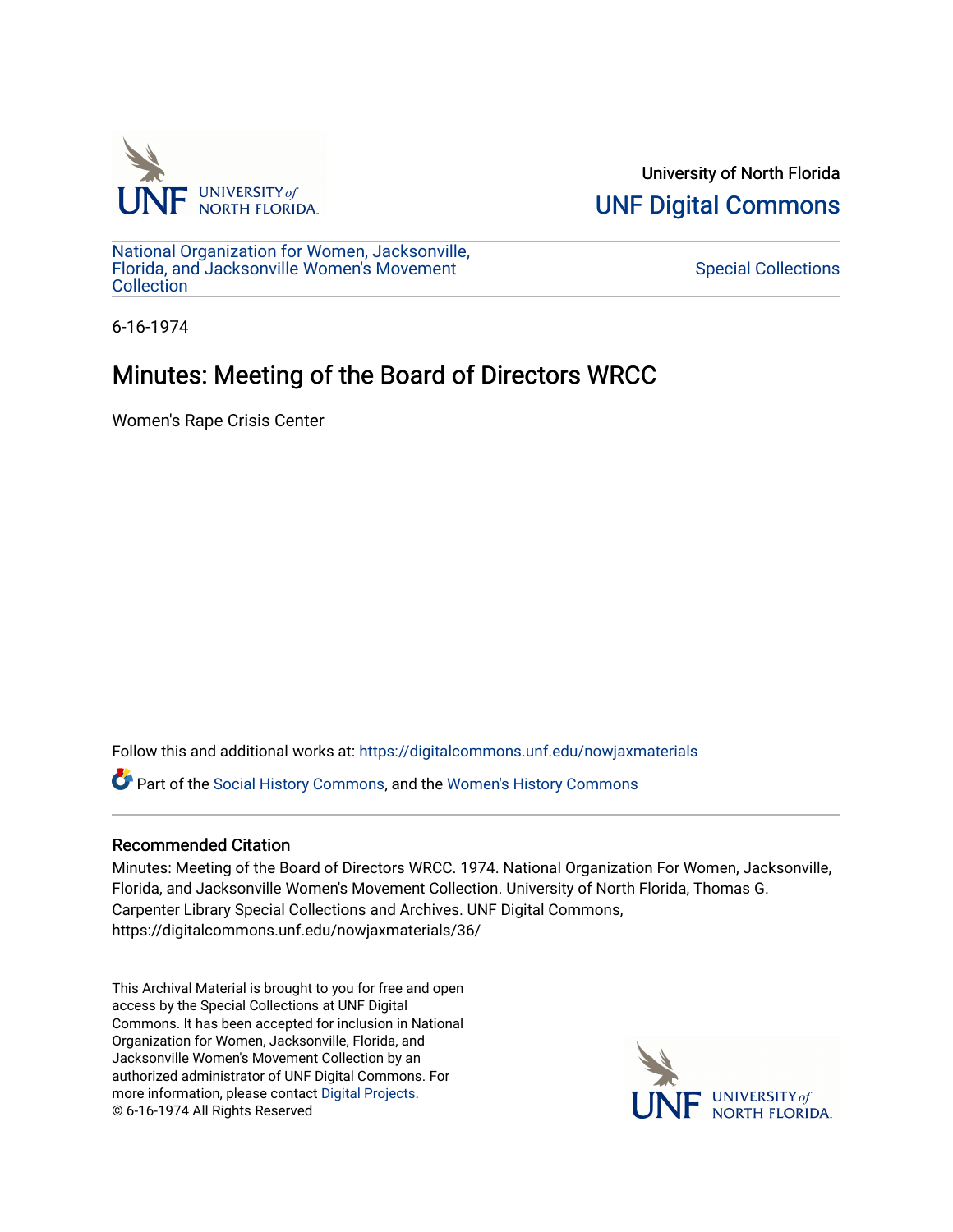University of North Florida

UNF Digital Commons

National Organization for Women, Jacksonville, Florida, and Jacksonville Women's Movement Collection

Special Collections

6-16-1974

# Minutes: Meeting of the Board of Directors WRCC

Women's Rape Crisis Center

Follow this and additional works at: https://digitalcommons.unf.edu/nowjaxmaterials

Part of the Social History Commons, and the Women's History Commons

## Recommended Citation

Minutes: Meeting of the Board of Directors WRCC. 1974. National Organization For Women, Jacksonville, Florida, and Jacksonville Women's Movement Collection. University of North Florida, Thomas G. Carpenter Library Special Collections and Archives. UNF Digital Commons, https://digitalcommons.unf.edu/nowjaxmaterials/36/

This Archival Material is brought to you for free and open access by the Special Collections at UNF Digital Commons. It has been accepted for inclusion in National Organization for Women, Jacksonville, Florida, and Jacksonville Women's Movement Collection by an authorized administrator of UNF Digital Commons. For more information, please contact Digital Projects.
© 6-16-1974 All Rights Reserved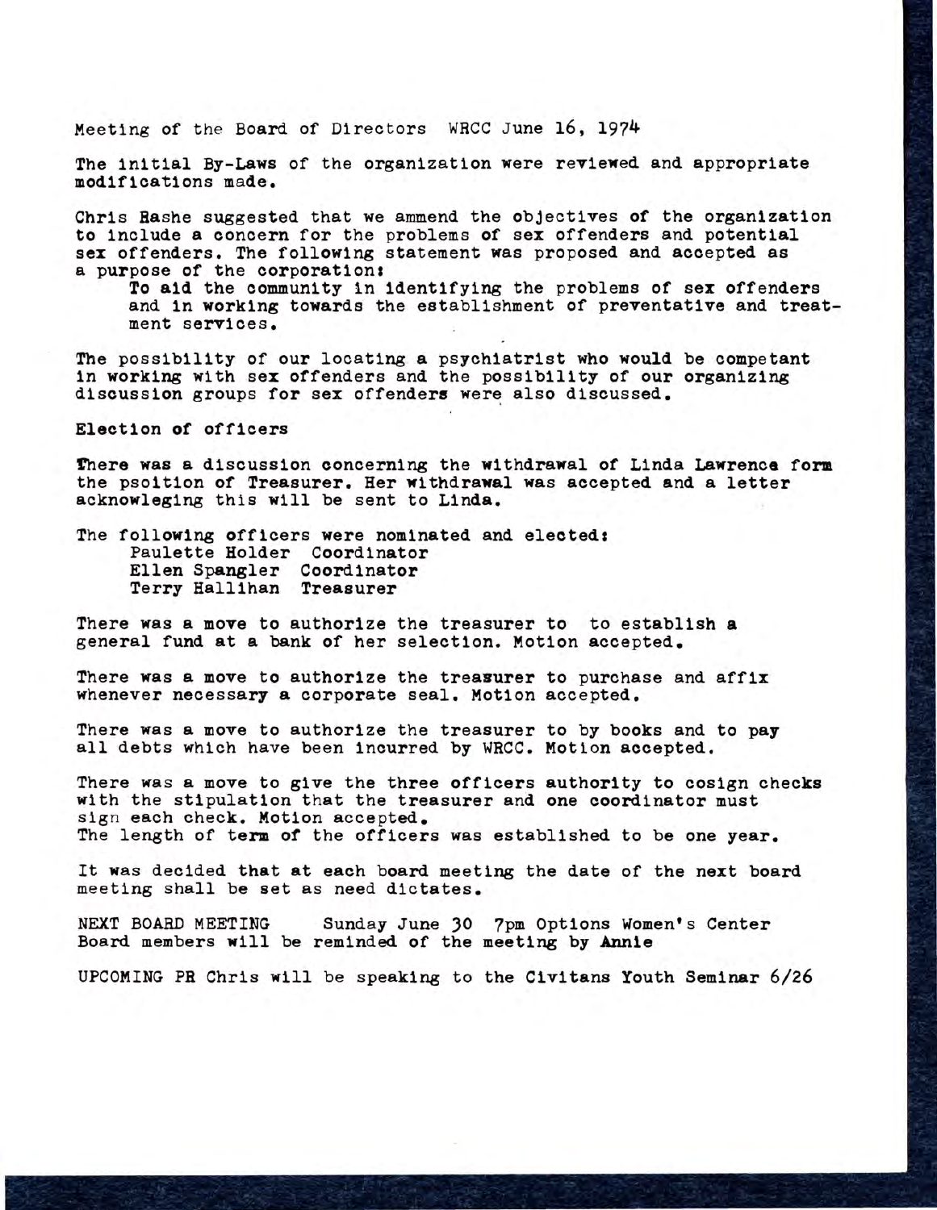Meeting of the Board of Directors WRCC June 16, 1974

The initial By-Laws of the organization were reviewed and appropriate modifications made.

Chris Bashe suggested that we ammend the objectives of the organization to include a concern for the problems of sex offenders and potential sex offenders. The following statement was proposed and accepted as a purpose of the corporation:

> To aid the community in identifying the problems of sex offenders and in working towards the establishment of preventative and treatment services.

The possibility of our locating a psychiatrist who would be competant in working with sex offenders and the possibility of our organizing discussion groups for sex offenders were also discussed.

**Election of officers**

There was a discussion concerning the withdrawal of Linda Lawrence form the psoition of Treasurer. Her withdrawal was accepted and a letter acknowleging this will be sent to Linda.

The following officers were nominated and elected:

- Paulette Holder Coordinator
- Ellen Spangler Coordinator
- Terry Hallihan Treasurer

There was a move to authorize the treasurer to to establish a general fund at a bank of her selection. Motion accepted.

There was a move to authorize the treasurer to purchase and affix whenever necessary a corporate seal. Motion accepted.

There was a move to authorize the treasurer to by books and to pay all debts which have been incurred by WRCC. Motion accepted.

There was a move to give the three officers authority to cosign checks with the stipulation that the treasurer and one coordinator must sign each check. Motion accepted.
The length of term of the officers was established to be one year.

It was decided that at each board meeting the date of the next board meeting shall be set as need dictates.

NEXT BOARD MEETING Sunday June 30 7pm Options Women's Center
Board members will be reminded of the meeting by Annie

UPCOMING PR Chris will be speaking to the Civitans Youth Seminar 6/26